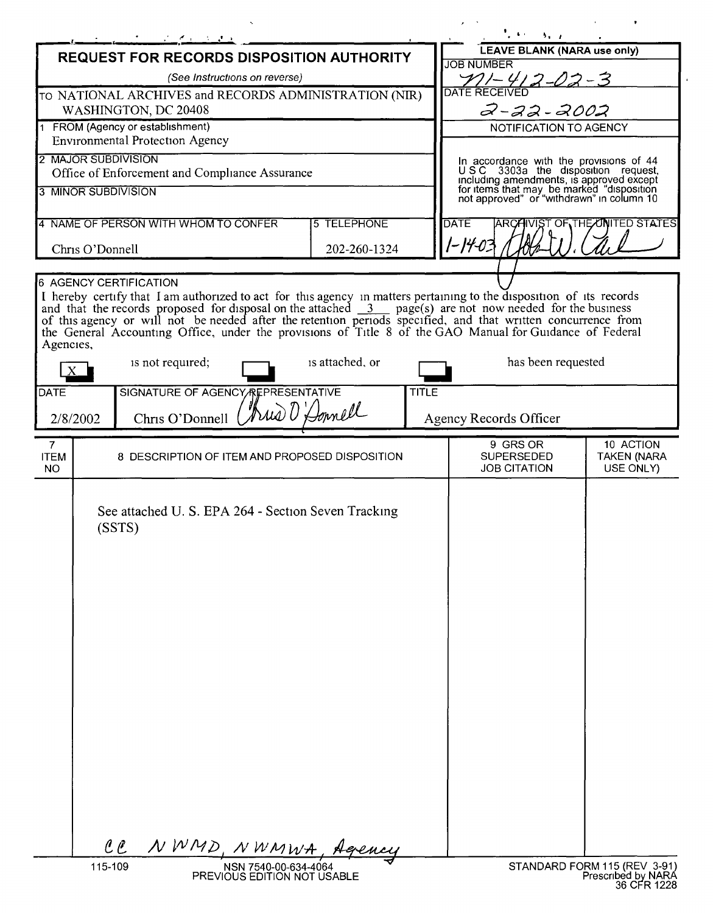# REQUEST FOR RECORDS DISPOSITION AUTHORITY

*(See Instructions on reverse)*

TO NATIONAL ARCHIVES and RECORDS ADMINISTRATION (NIR)
WASHINGTON, DC 20408

| LEAVE BLANK (NARA use only) |
|---|
| JOB NUMBER: N1-412-02-3 |
| DATE RECEIVED: 2-22-2002 |
| NOTIFICATION TO AGENCY |
| In accordance with the provisions of 44 U S C 3303a the disposition request, including amendments, is approved except for items that may be marked "disposition not approved" or "withdrawn" in column 10 |
| DATE: 1-14-03 — ARCHIVIST OF THE UNITED STATES: John W. Carlin |

1 FROM (Agency or establishment)
Environmental Protection Agency

2 MAJOR SUBDIVISION
Office of Enforcement and Compliance Assurance

3 MINOR SUBDIVISION

| 4 NAME OF PERSON WITH WHOM TO CONFER | 5 TELEPHONE |
|---|---|
| Chris O'Donnell | 202-260-1324 |

6 AGENCY CERTIFICATION

I hereby certify that I am authorized to act for this agency in matters pertaining to the disposition of its records and that the records proposed for disposal on the attached 3 page(s) are not now needed for the business of this agency or will not be needed after the retention periods specified, and that written concurrence from the General Accounting Office, under the provisions of Title 8 of the GAO Manual for Guidance of Federal Agencies,

[X] is not required; [ ] is attached, or [ ] has been requested

| DATE | SIGNATURE OF AGENCY REPRESENTATIVE | TITLE |
|---|---|---|
| 2/8/2002 | Chris O'Donnell | Agency Records Officer |

| 7 ITEM NO | 8 DESCRIPTION OF ITEM AND PROPOSED DISPOSITION | 9 GRS OR SUPERSEDED JOB CITATION | 10 ACTION TAKEN (NARA USE ONLY) |
|---|---|---|---|
| | See attached U. S. EPA 264 - Section Seven Tracking (SSTS) | | |

cc NWMD, NWMWA, Agency

115-109 NSN 7540-00-634-4064 PREVIOUS EDITION NOT USABLE

STANDARD FORM 115 (REV 3-91) Prescribed by NARA 36 CFR 1228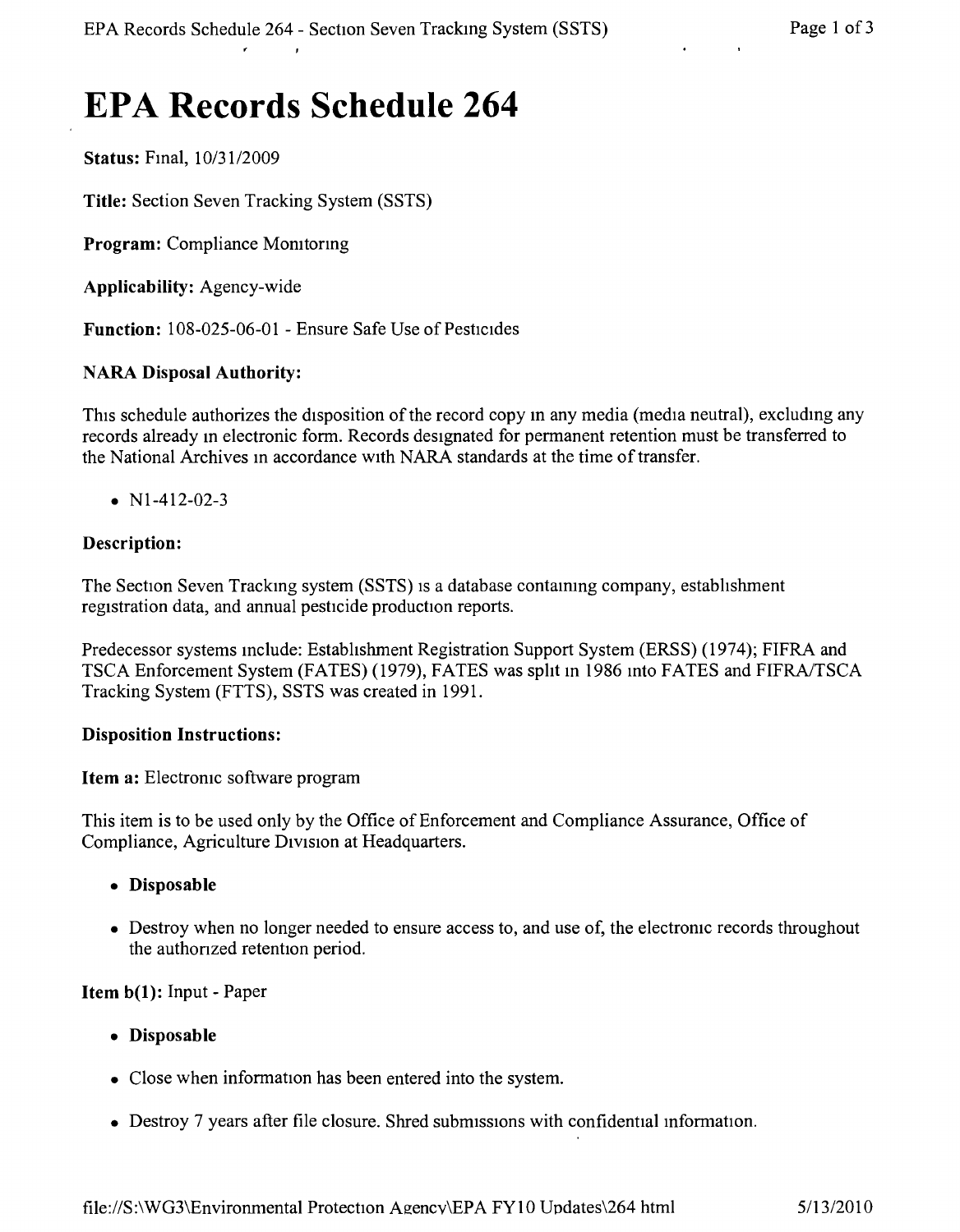# EPA Records Schedule 264

**Status:** Final, 10/31/2009

**Title:** Section Seven Tracking System (SSTS)

**Program:** Compliance Monitoring

**Applicability:** Agency-wide

**Function:** 108-025-06-01 - Ensure Safe Use of Pesticides

**NARA Disposal Authority:**

This schedule authorizes the disposition of the record copy in any media (media neutral), excluding any records already in electronic form. Records designated for permanent retention must be transferred to the National Archives in accordance with NARA standards at the time of transfer.

- N1-412-02-3

**Description:**

The Section Seven Tracking system (SSTS) is a database containing company, establishment registration data, and annual pesticide production reports.

Predecessor systems include: Establishment Registration Support System (ERSS) (1974); FIFRA and TSCA Enforcement System (FATES) (1979), FATES was split in 1986 into FATES and FIFRA/TSCA Tracking System (FTTS), SSTS was created in 1991.

**Disposition Instructions:**

**Item a:** Electronic software program

This item is to be used only by the Office of Enforcement and Compliance Assurance, Office of Compliance, Agriculture Division at Headquarters.

- **Disposable**
- Destroy when no longer needed to ensure access to, and use of, the electronic records throughout the authorized retention period.

**Item b(1):** Input - Paper

- **Disposable**
- Close when information has been entered into the system.
- Destroy 7 years after file closure. Shred submissions with confidential information.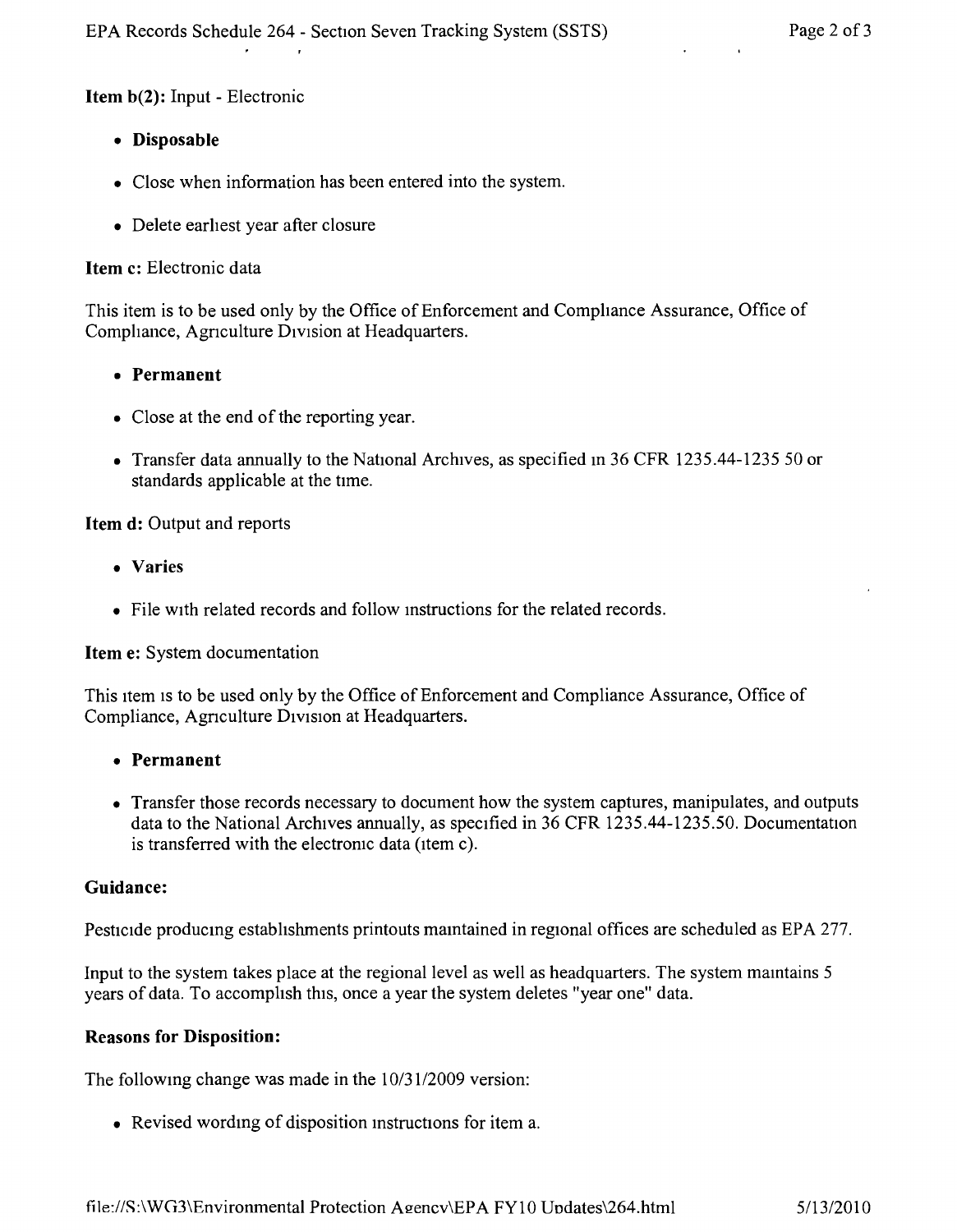**Item b(2):** Input - Electronic

- **Disposable**
- Close when information has been entered into the system.
- Delete earliest year after closure

**Item c:** Electronic data

This item is to be used only by the Office of Enforcement and Compliance Assurance, Office of Compliance, Agriculture Division at Headquarters.

- **Permanent**
- Close at the end of the reporting year.
- Transfer data annually to the National Archives, as specified in 36 CFR 1235.44-1235 50 or standards applicable at the time.

**Item d:** Output and reports

- **Varies**
- File with related records and follow instructions for the related records.

**Item e:** System documentation

This item is to be used only by the Office of Enforcement and Compliance Assurance, Office of Compliance, Agriculture Division at Headquarters.

- **Permanent**
- Transfer those records necessary to document how the system captures, manipulates, and outputs data to the National Archives annually, as specified in 36 CFR 1235.44-1235.50. Documentation is transferred with the electronic data (item c).

### Guidance:

Pesticide producing establishments printouts maintained in regional offices are scheduled as EPA 277.

Input to the system takes place at the regional level as well as headquarters. The system maintains 5 years of data. To accomplish this, once a year the system deletes "year one" data.

### Reasons for Disposition:

The following change was made in the 10/31/2009 version:

- Revised wording of disposition instructions for item a.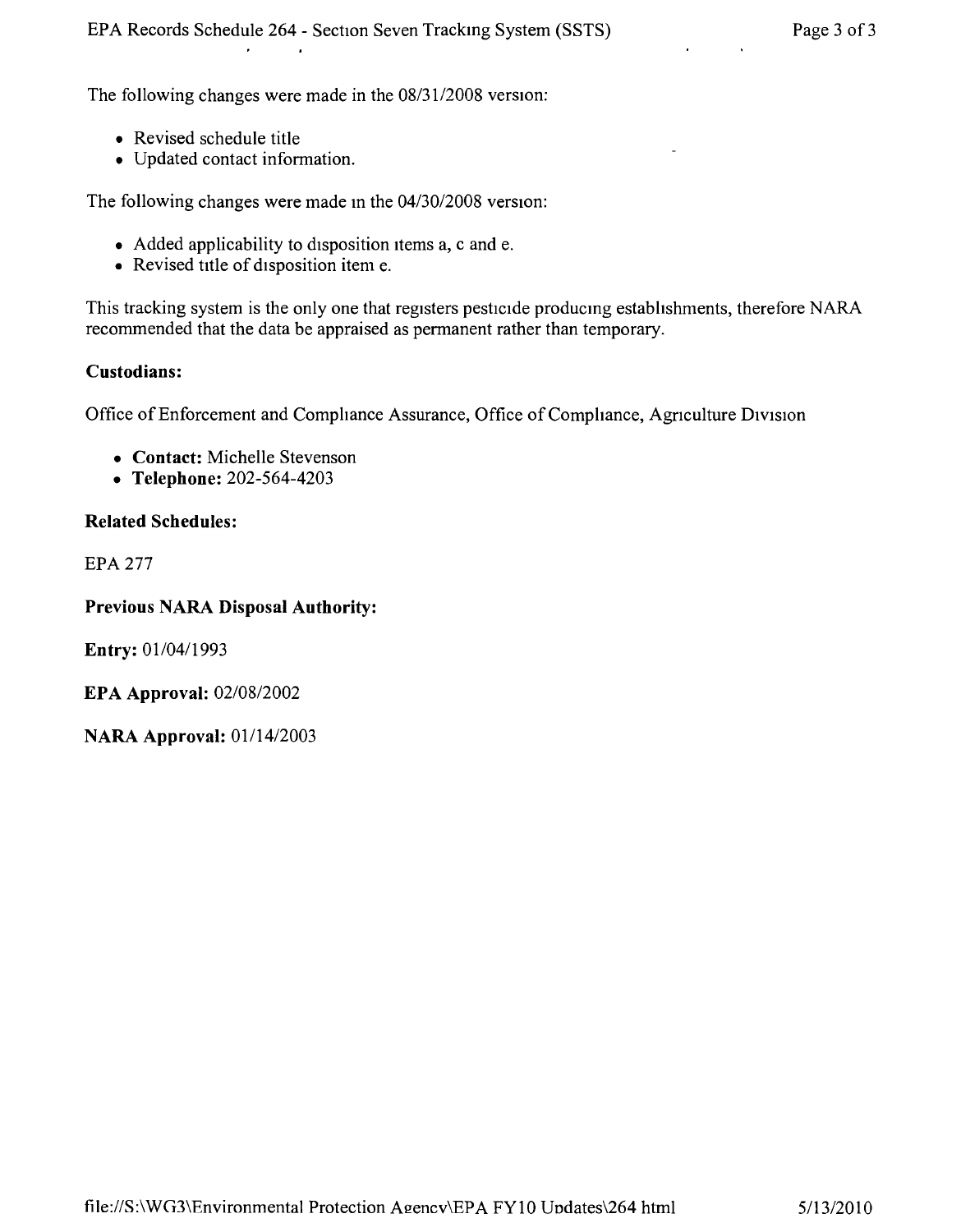The following changes were made in the 08/31/2008 version:

- Revised schedule title
- Updated contact information.

The following changes were made in the 04/30/2008 version:

- Added applicability to disposition items a, c and e.
- Revised title of disposition item e.

This tracking system is the only one that registers pesticide producing establishments, therefore NARA recommended that the data be appraised as permanent rather than temporary.

**Custodians:**

Office of Enforcement and Compliance Assurance, Office of Compliance, Agriculture Division

- **Contact:** Michelle Stevenson
- **Telephone:** 202-564-4203

**Related Schedules:**

EPA 277

**Previous NARA Disposal Authority:**

**Entry:** 01/04/1993

**EPA Approval:** 02/08/2002

**NARA Approval:** 01/14/2003